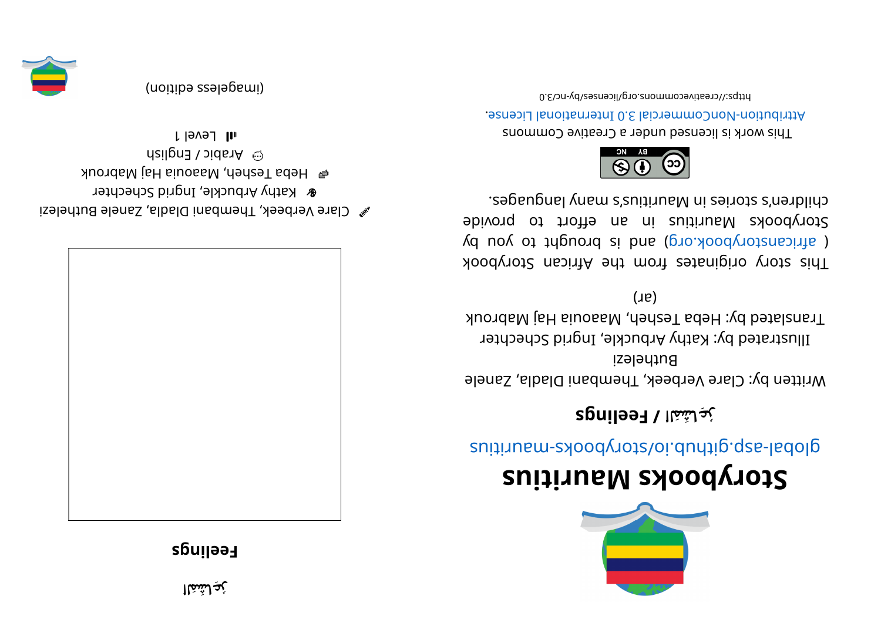# Storybooks Mauritius

global-asp.github.io/storybooks-mauritius

## المشاعر / Feelings

Written by: Clare Verbeek, Thembani Dladla, Zanele Buthelezi

Illustrated by: Kathy Arbuckle, Ingrid Schechter

Translated by: Heba Tesheh, Maaouia Haj Mabrouk

(ar)

This story originates from the African Storybook ( africanstorybook.org) and is brought to you by Storybooks Mauritius in an effort to provide children's stories in Mauritius's many languages.

This work is licensed under a Creative Commons Attribution-NonCommercial 3.0 International License.

https://creativecommons.org/licenses/by-nc/3.0

المشاعر

**Feelings**

✏ Clare Verbeek, Thembani Dladla, Zanele Buthelezi

Kathy Arbuckle, Ingrid Schechter

Heba Tesheh, Maaouia Haj Mabrouk

Arabic / English

Level 1

(imageless edition)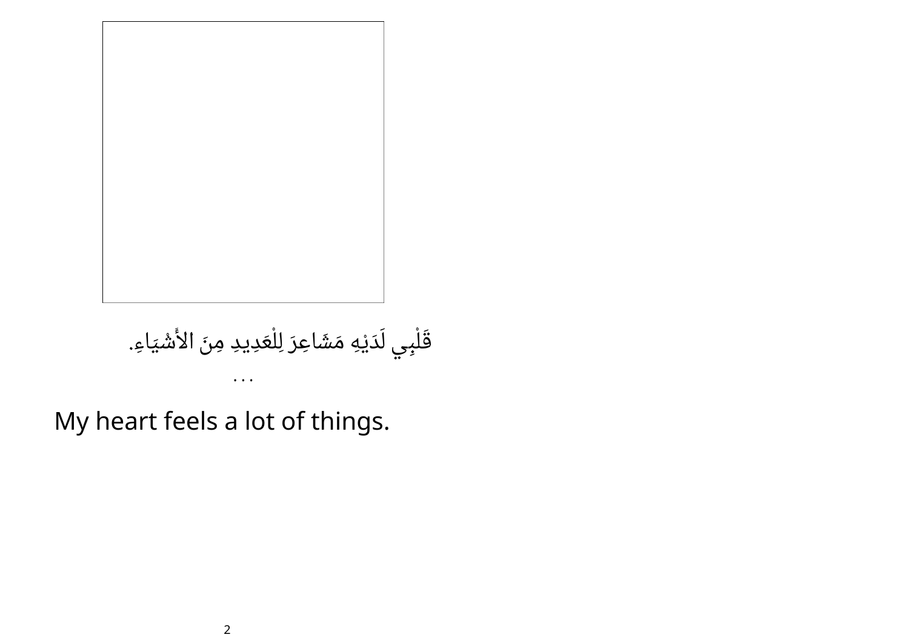قَلْبِي لَدَيْهِ مَشَاعِرَ لِلْعَدِيدِ مِنَ الأَشْيَاءِ.

...

My heart feels a lot of things.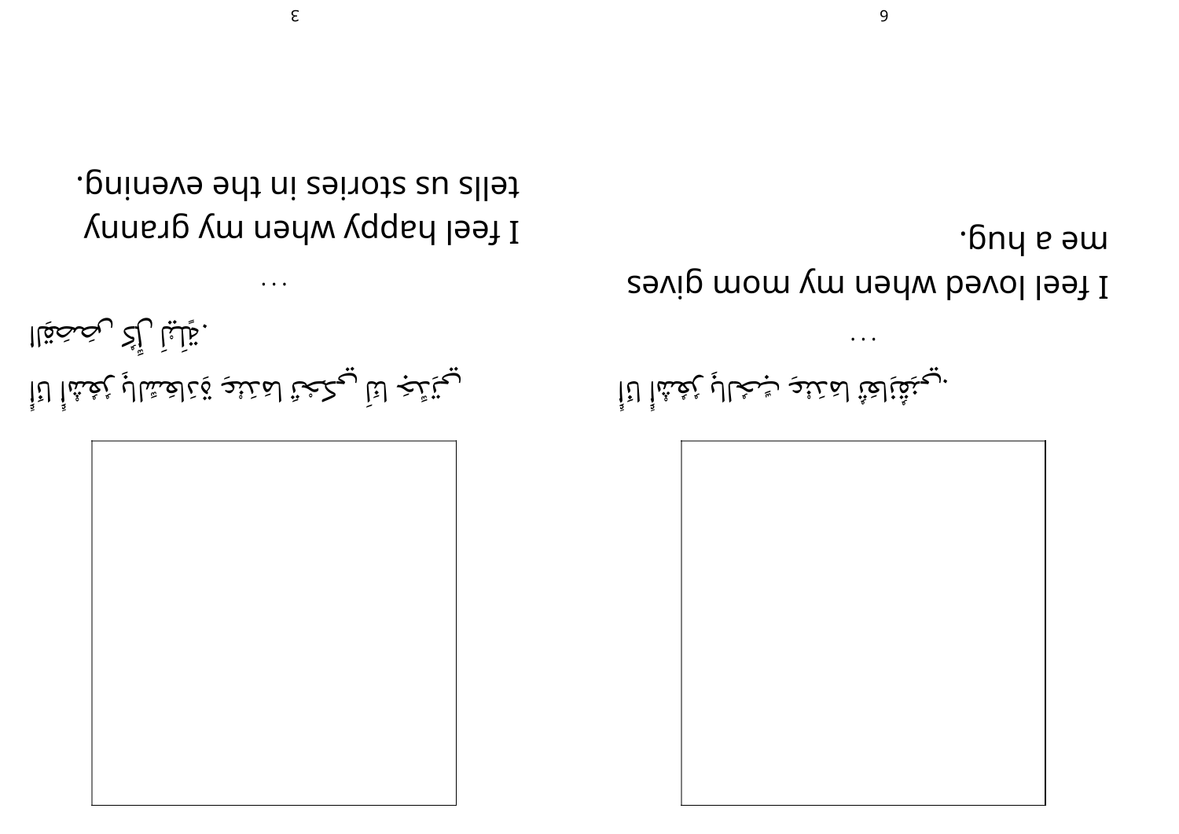...

I feel loved when my mom gives me a hug.

...

I feel happy when my granny tells us stories in the evening.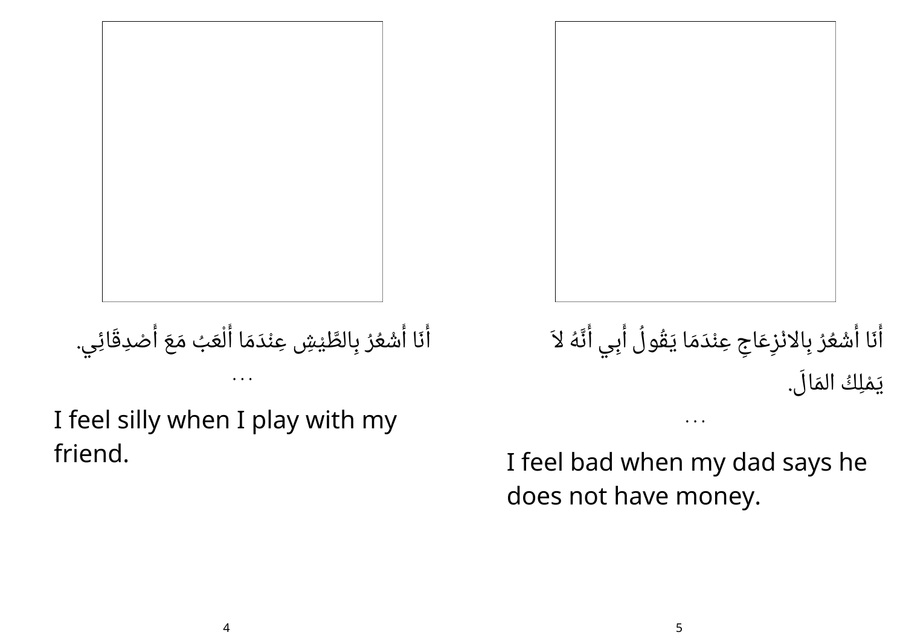أَنَا أَشْعُرُ بِالطَّيْشِ عِنْدَمَا أَلْعَبُ مَعَ أَصْدِقَائِي.

...

I feel silly when I play with my friend.

أَنَا أَشْعُرُ بِالانْزِعَاجِ عِنْدَمَا يَقُولُ أَبِي أَنَّهُ لاَ يَمْلِكُ المَالَ.

...

I feel bad when my dad says he does not have money.